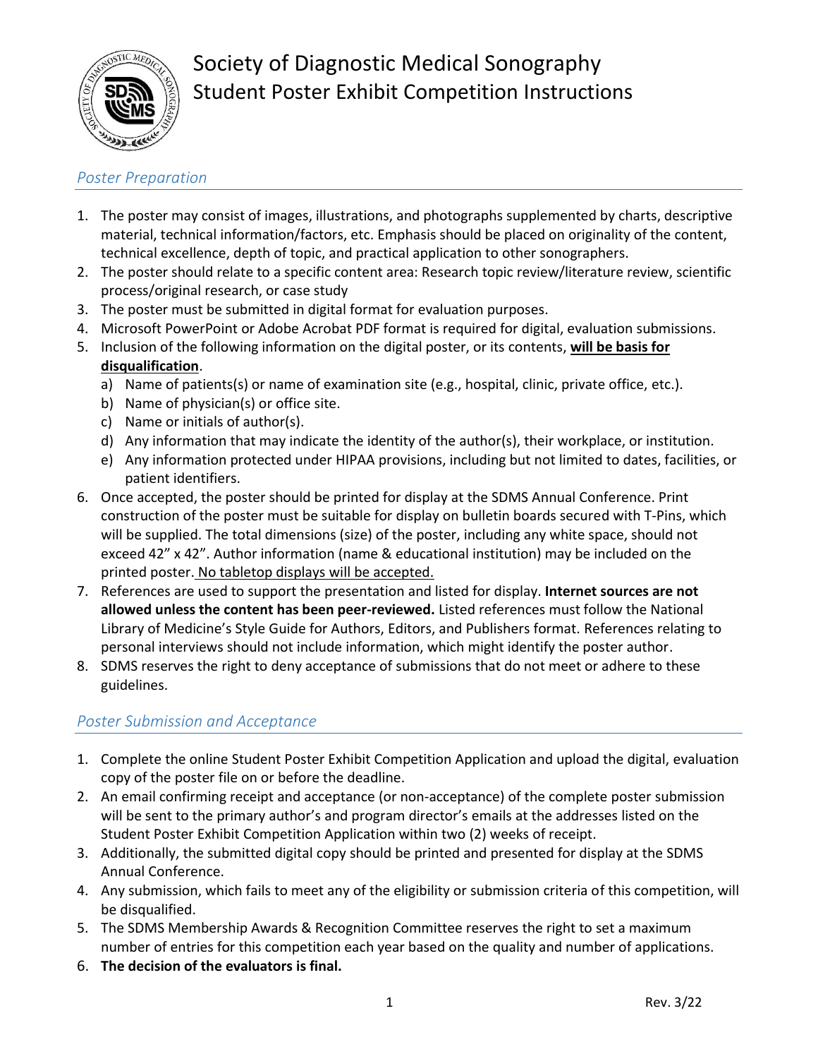# Society of Diagnostic Medical Sonography
## Student Poster Exhibit Competition Instructions

### *Poster Preparation*

1. The poster may consist of images, illustrations, and photographs supplemented by charts, descriptive material, technical information/factors, etc. Emphasis should be placed on originality of the content, technical excellence, depth of topic, and practical application to other sonographers.
2. The poster should relate to a specific content area: Research topic review/literature review, scientific process/original research, or case study
3. The poster must be submitted in digital format for evaluation purposes.
4. Microsoft PowerPoint or Adobe Acrobat PDF format is required for digital, evaluation submissions.
5. Inclusion of the following information on the digital poster, or its contents, **<u>will be basis for disqualification</u>**.
   a) Name of patients(s) or name of examination site (e.g., hospital, clinic, private office, etc.).
   b) Name of physician(s) or office site.
   c) Name or initials of author(s).
   d) Any information that may indicate the identity of the author(s), their workplace, or institution.
   e) Any information protected under HIPAA provisions, including but not limited to dates, facilities, or patient identifiers.
6. Once accepted, the poster should be printed for display at the SDMS Annual Conference. Print construction of the poster must be suitable for display on bulletin boards secured with T-Pins, which will be supplied. The total dimensions (size) of the poster, including any white space, should not exceed 42" x 42". Author information (name & educational institution) may be included on the printed poster. <u>No tabletop displays will be accepted.</u>
7. References are used to support the presentation and listed for display. **Internet sources are not allowed unless the content has been peer-reviewed.** Listed references must follow the National Library of Medicine's Style Guide for Authors, Editors, and Publishers format. References relating to personal interviews should not include information, which might identify the poster author.
8. SDMS reserves the right to deny acceptance of submissions that do not meet or adhere to these guidelines.

### *Poster Submission and Acceptance*

1. Complete the online Student Poster Exhibit Competition Application and upload the digital, evaluation copy of the poster file on or before the deadline.
2. An email confirming receipt and acceptance (or non-acceptance) of the complete poster submission will be sent to the primary author's and program director's emails at the addresses listed on the Student Poster Exhibit Competition Application within two (2) weeks of receipt.
3. Additionally, the submitted digital copy should be printed and presented for display at the SDMS Annual Conference.
4. Any submission, which fails to meet any of the eligibility or submission criteria of this competition, will be disqualified.
5. The SDMS Membership Awards & Recognition Committee reserves the right to set a maximum number of entries for this competition each year based on the quality and number of applications.
6. **The decision of the evaluators is final.**

Rev. 3/22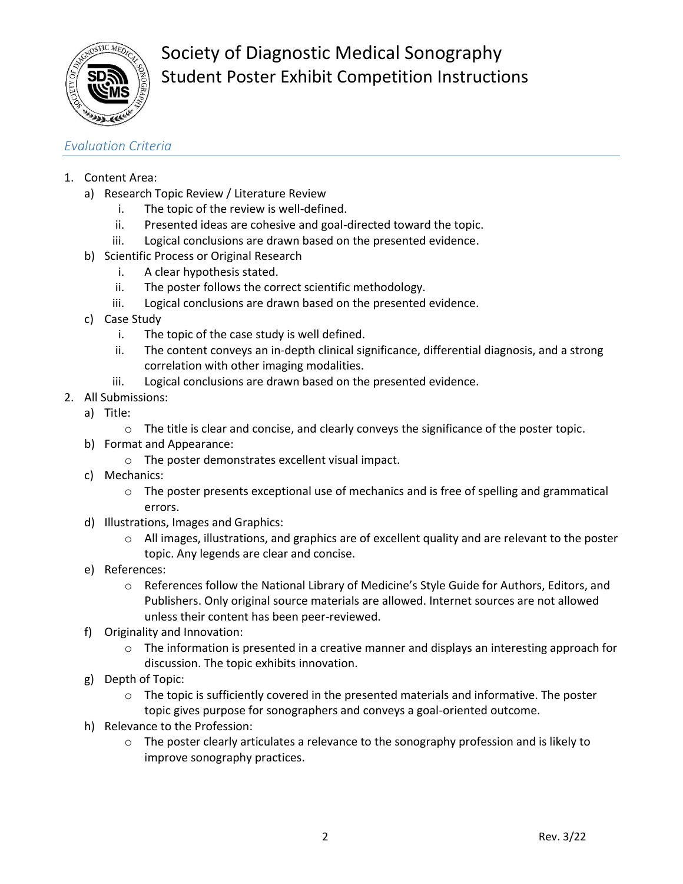# Society of Diagnostic Medical Sonography
## Student Poster Exhibit Competition Instructions

### *Evaluation Criteria*

1. Content Area:
   a) Research Topic Review / Literature Review
      i. The topic of the review is well-defined.
      ii. Presented ideas are cohesive and goal-directed toward the topic.
      iii. Logical conclusions are drawn based on the presented evidence.
   b) Scientific Process or Original Research
      i. A clear hypothesis stated.
      ii. The poster follows the correct scientific methodology.
      iii. Logical conclusions are drawn based on the presented evidence.
   c) Case Study
      i. The topic of the case study is well defined.
      ii. The content conveys an in-depth clinical significance, differential diagnosis, and a strong correlation with other imaging modalities.
      iii. Logical conclusions are drawn based on the presented evidence.
2. All Submissions:
   a) Title:
      - The title is clear and concise, and clearly conveys the significance of the poster topic.
   b) Format and Appearance:
      - The poster demonstrates excellent visual impact.
   c) Mechanics:
      - The poster presents exceptional use of mechanics and is free of spelling and grammatical errors.
   d) Illustrations, Images and Graphics:
      - All images, illustrations, and graphics are of excellent quality and are relevant to the poster topic. Any legends are clear and concise.
   e) References:
      - References follow the National Library of Medicine's Style Guide for Authors, Editors, and Publishers. Only original source materials are allowed. Internet sources are not allowed unless their content has been peer-reviewed.
   f) Originality and Innovation:
      - The information is presented in a creative manner and displays an interesting approach for discussion. The topic exhibits innovation.
   g) Depth of Topic:
      - The topic is sufficiently covered in the presented materials and informative. The poster topic gives purpose for sonographers and conveys a goal-oriented outcome.
   h) Relevance to the Profession:
      - The poster clearly articulates a relevance to the sonography profession and is likely to improve sonography practices.

Rev. 3/22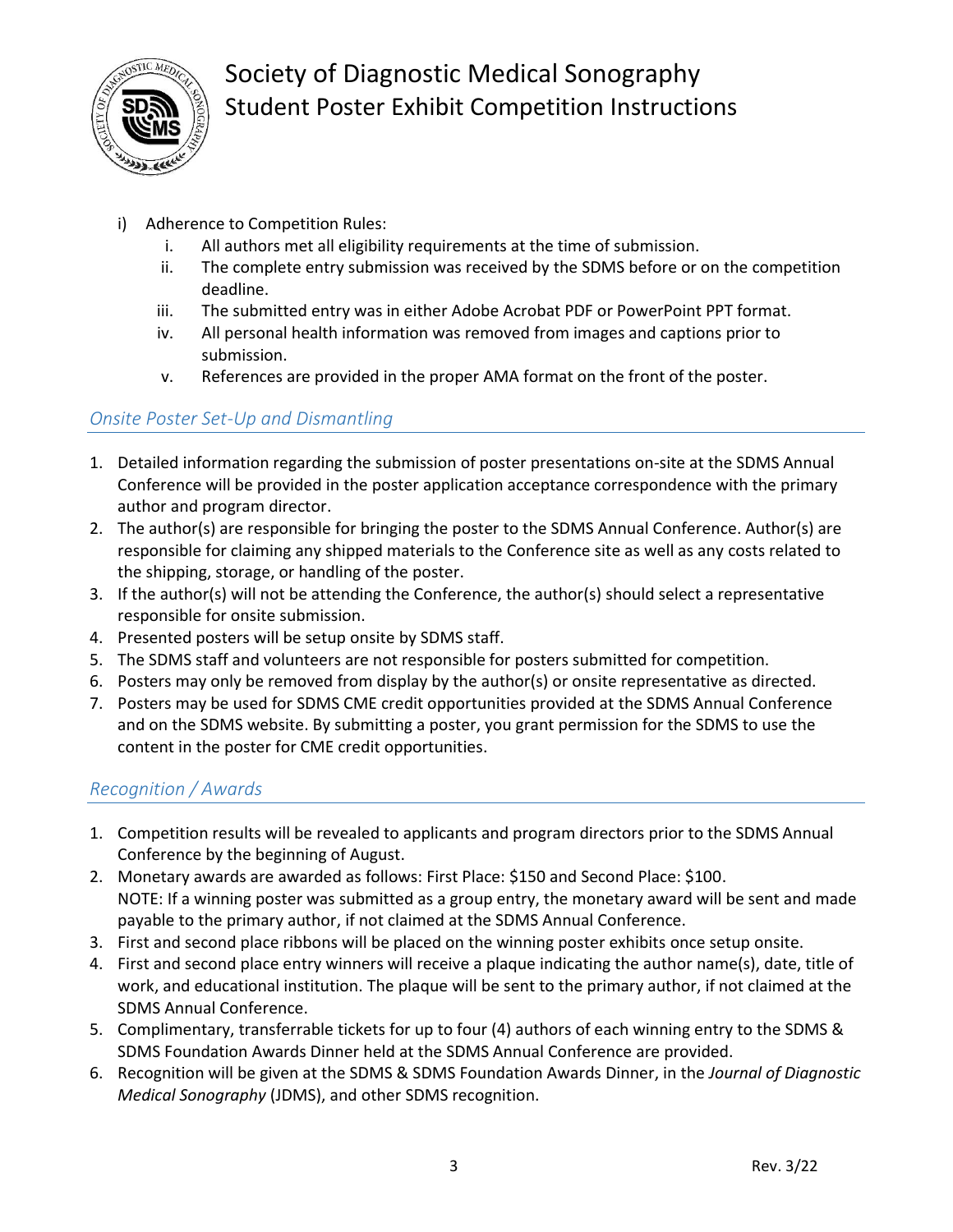i) Adherence to Competition Rules:
   i. All authors met all eligibility requirements at the time of submission.
   ii. The complete entry submission was received by the SDMS before or on the competition deadline.
   iii. The submitted entry was in either Adobe Acrobat PDF or PowerPoint PPT format.
   iv. All personal health information was removed from images and captions prior to submission.
   v. References are provided in the proper AMA format on the front of the poster.

## *Onsite Poster Set-Up and Dismantling*

1. Detailed information regarding the submission of poster presentations on-site at the SDMS Annual Conference will be provided in the poster application acceptance correspondence with the primary author and program director.
2. The author(s) are responsible for bringing the poster to the SDMS Annual Conference. Author(s) are responsible for claiming any shipped materials to the Conference site as well as any costs related to the shipping, storage, or handling of the poster.
3. If the author(s) will not be attending the Conference, the author(s) should select a representative responsible for onsite submission.
4. Presented posters will be setup onsite by SDMS staff.
5. The SDMS staff and volunteers are not responsible for posters submitted for competition.
6. Posters may only be removed from display by the author(s) or onsite representative as directed.
7. Posters may be used for SDMS CME credit opportunities provided at the SDMS Annual Conference and on the SDMS website. By submitting a poster, you grant permission for the SDMS to use the content in the poster for CME credit opportunities.

## *Recognition / Awards*

1. Competition results will be revealed to applicants and program directors prior to the SDMS Annual Conference by the beginning of August.
2. Monetary awards are awarded as follows: First Place: $150 and Second Place: $100.
   NOTE: If a winning poster was submitted as a group entry, the monetary award will be sent and made payable to the primary author, if not claimed at the SDMS Annual Conference.
3. First and second place ribbons will be placed on the winning poster exhibits once setup onsite.
4. First and second place entry winners will receive a plaque indicating the author name(s), date, title of work, and educational institution. The plaque will be sent to the primary author, if not claimed at the SDMS Annual Conference.
5. Complimentary, transferrable tickets for up to four (4) authors of each winning entry to the SDMS & SDMS Foundation Awards Dinner held at the SDMS Annual Conference are provided.
6. Recognition will be given at the SDMS & SDMS Foundation Awards Dinner, in the *Journal of Diagnostic Medical Sonography* (JDMS), and other SDMS recognition.